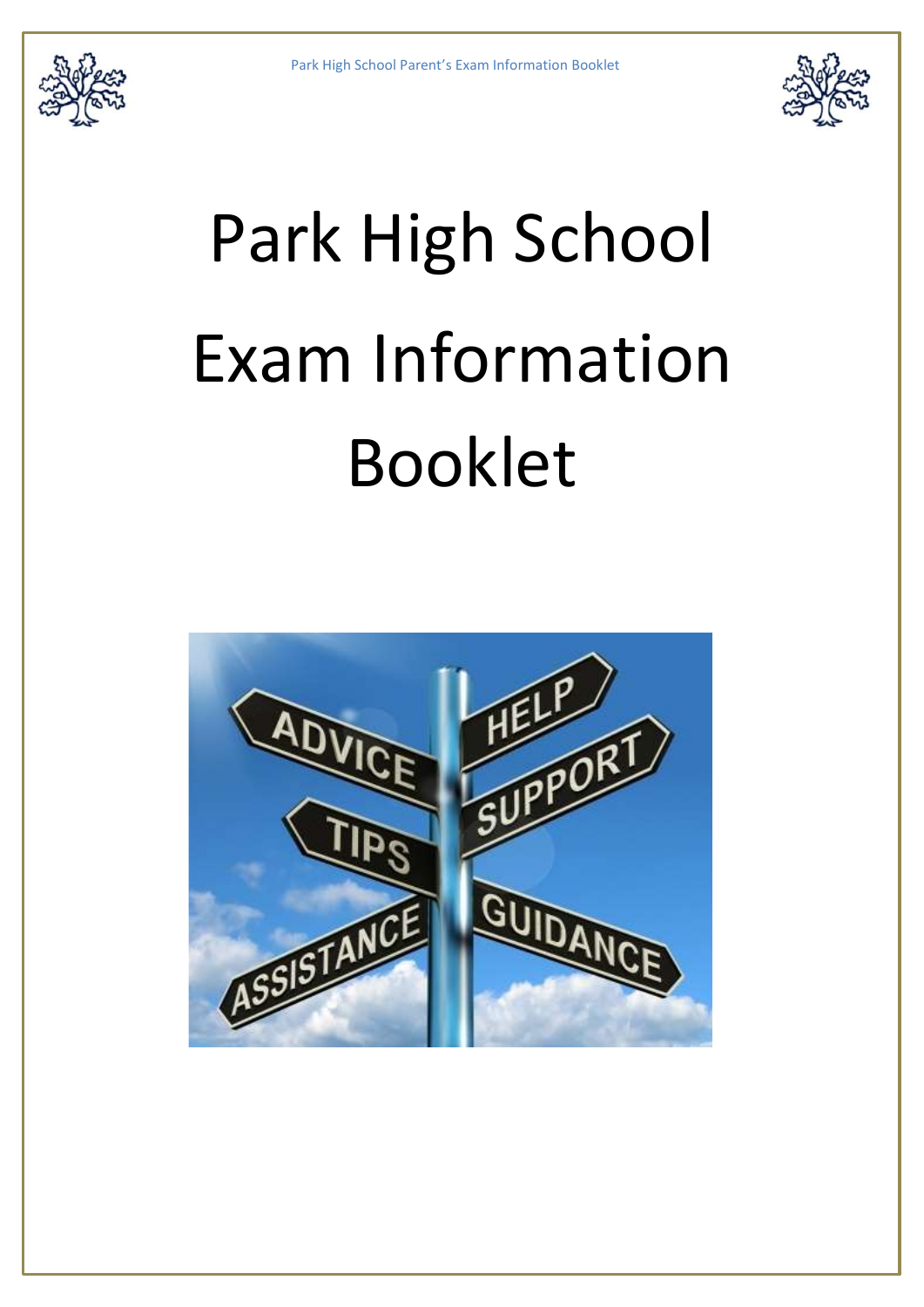# Park High School Exam Information Booklet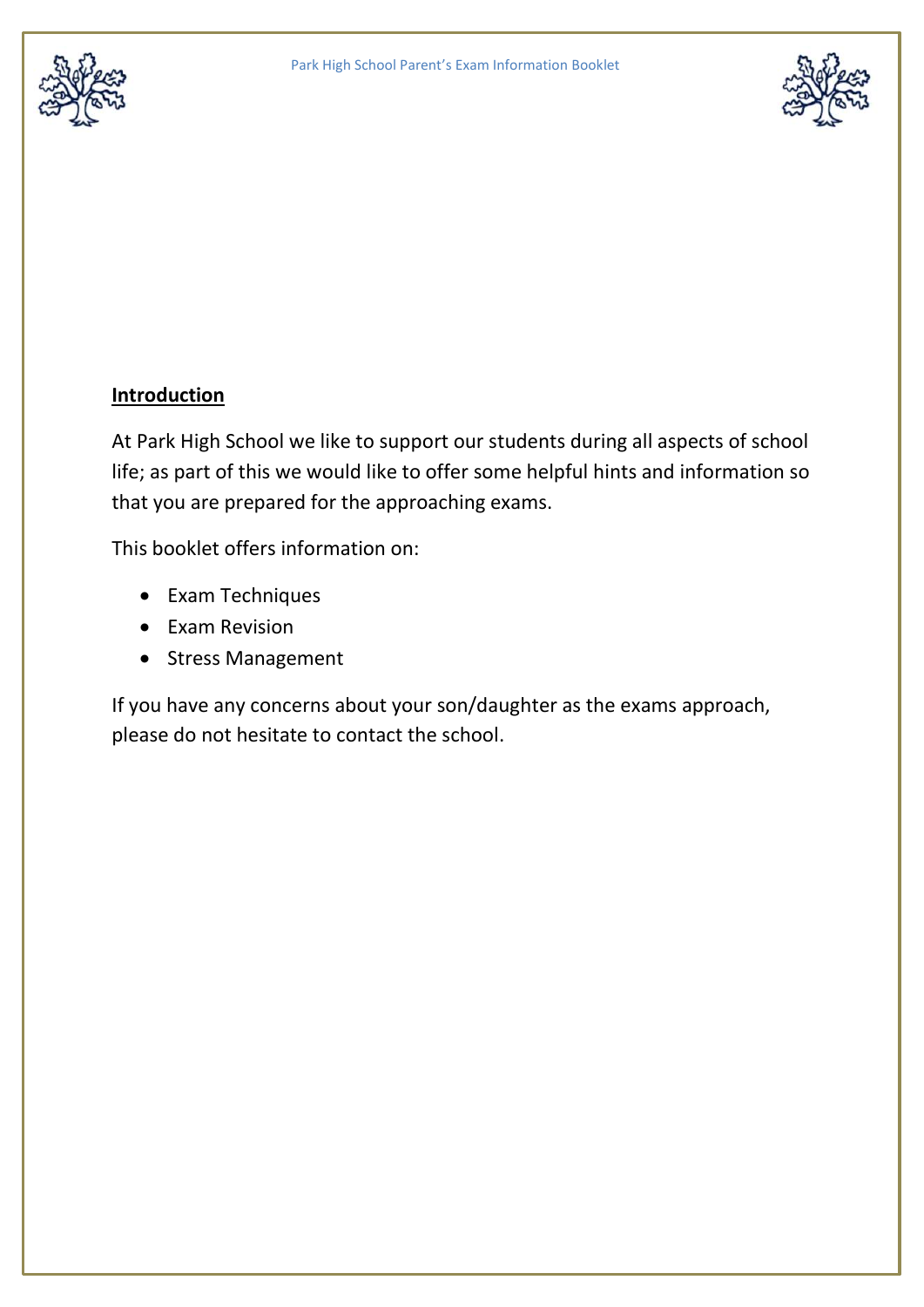## Introduction

At Park High School we like to support our students during all aspects of school life; as part of this we would like to offer some helpful hints and information so that you are prepared for the approaching exams.

This booklet offers information on:

- Exam Techniques
- Exam Revision
- Stress Management

If you have any concerns about your son/daughter as the exams approach, please do not hesitate to contact the school.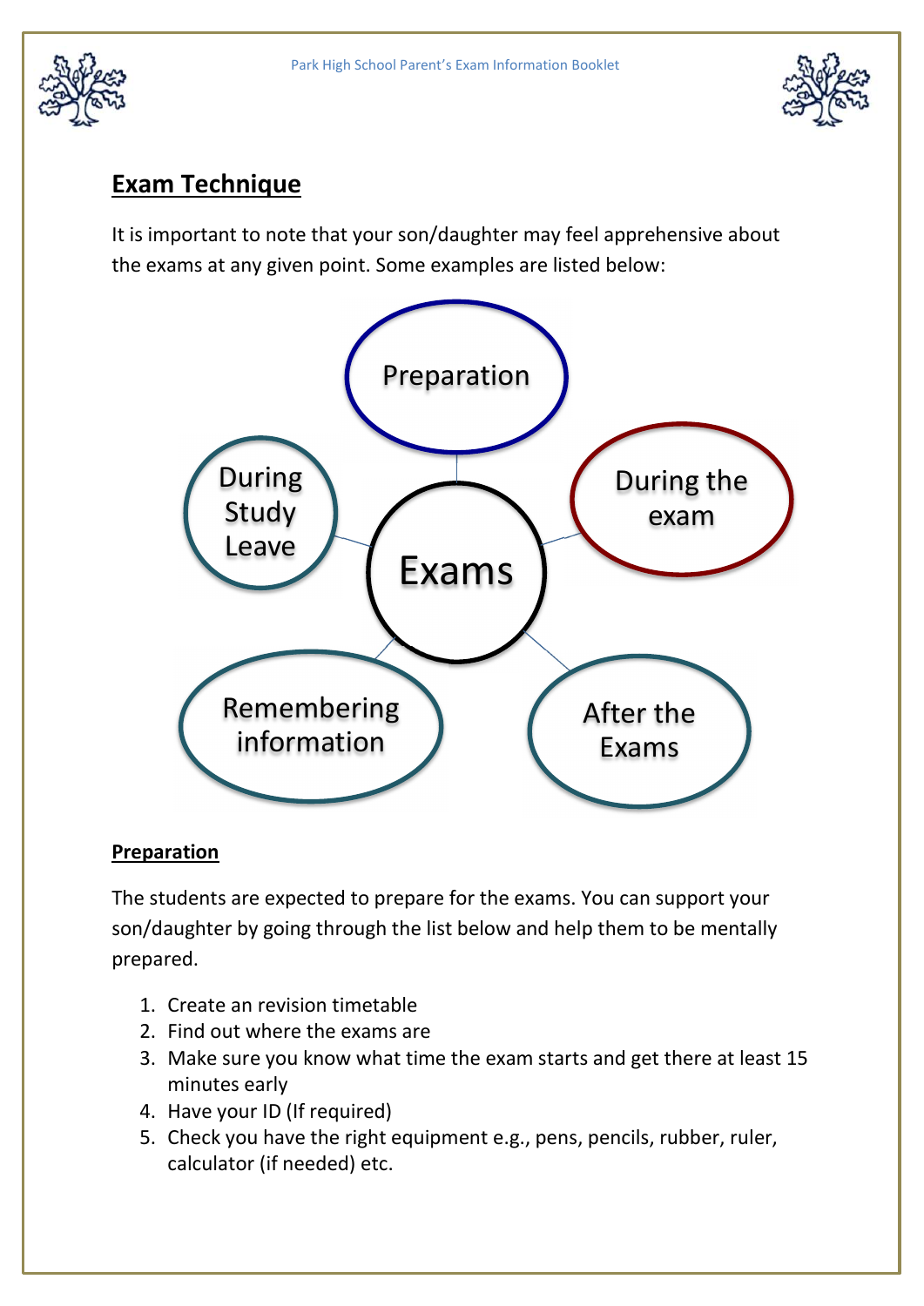## Exam Technique

It is important to note that your son/daughter may feel apprehensive about the exams at any given point. Some examples are listed below:

Exams

Preparation

During the exam

After the Exams

Remembering information

During Study Leave

### Preparation

The students are expected to prepare for the exams. You can support your son/daughter by going through the list below and help them to be mentally prepared.

1. Create an revision timetable
2. Find out where the exams are
3. Make sure you know what time the exam starts and get there at least 15 minutes early
4. Have your ID (If required)
5. Check you have the right equipment e.g., pens, pencils, rubber, ruler, calculator (if needed) etc.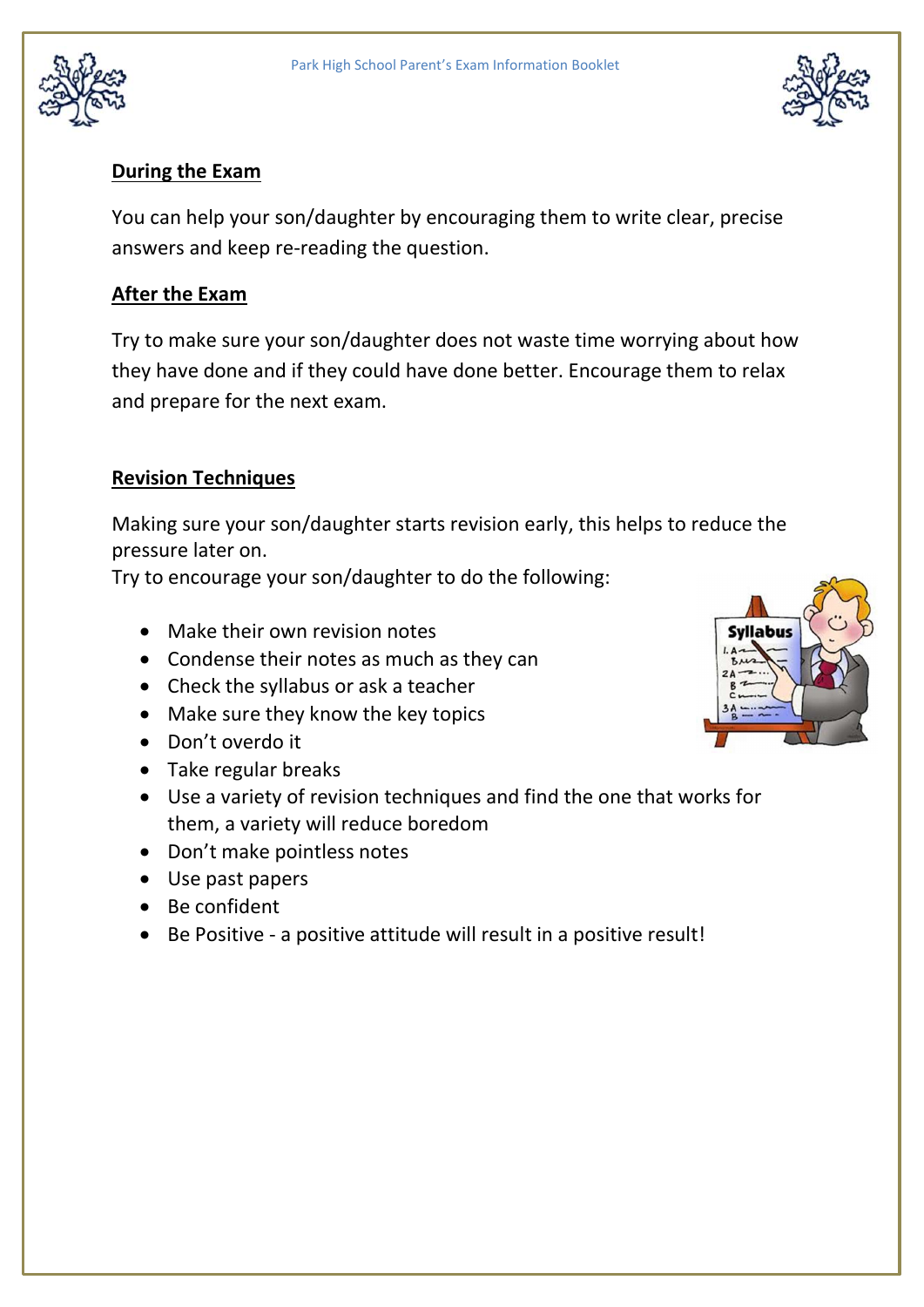## During the Exam

You can help your son/daughter by encouraging them to write clear, precise answers and keep re-reading the question.

## After the Exam

Try to make sure your son/daughter does not waste time worrying about how they have done and if they could have done better. Encourage them to relax and prepare for the next exam.

## Revision Techniques

Making sure your son/daughter starts revision early, this helps to reduce the pressure later on.
Try to encourage your son/daughter to do the following:

- Make their own revision notes
- Condense their notes as much as they can
- Check the syllabus or ask a teacher
- Make sure they know the key topics
- Don't overdo it
- Take regular breaks
- Use a variety of revision techniques and find the one that works for them, a variety will reduce boredom
- Don't make pointless notes
- Use past papers
- Be confident
- Be Positive - a positive attitude will result in a positive result!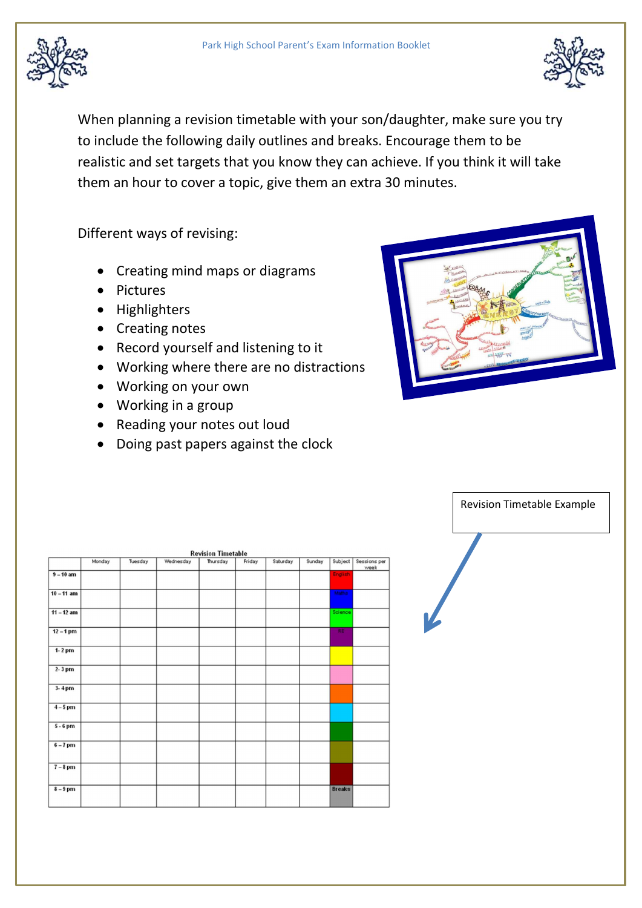When planning a revision timetable with your son/daughter, make sure you try to include the following daily outlines and breaks. Encourage them to be realistic and set targets that you know they can achieve. If you think it will take them an hour to cover a topic, give them an extra 30 minutes.

Different ways of revising:

- Creating mind maps or diagrams
- Pictures
- Highlighters
- Creating notes
- Record yourself and listening to it
- Working where there are no distractions
- Working on your own
- Working in a group
- Reading your notes out loud
- Doing past papers against the clock

Revision Timetable Example

**Revision Timetable**

| | Monday | Tuesday | Wednesday | Thursday | Friday | Saturday | Sunday | Subject | Sessions per week |
|---|---|---|---|---|---|---|---|---|---|
| 9 – 10 am | | | | | | | | English | |
| 10 – 11 am | | | | | | | | Maths | |
| 11 – 12 am | | | | | | | | Science | |
| 12 – 1 pm | | | | | | | | RE | |
| 1- 2 pm | | | | | | | | | |
| 2- 3 pm | | | | | | | | | |
| 3- 4pm | | | | | | | | | |
| 4 – 5 pm | | | | | | | | | |
| 5 - 6 pm | | | | | | | | | |
| 6 – 7 pm | | | | | | | | | |
| 7 – 8 pm | | | | | | | | | |
| 8 – 9 pm | | | | | | | | Breaks | |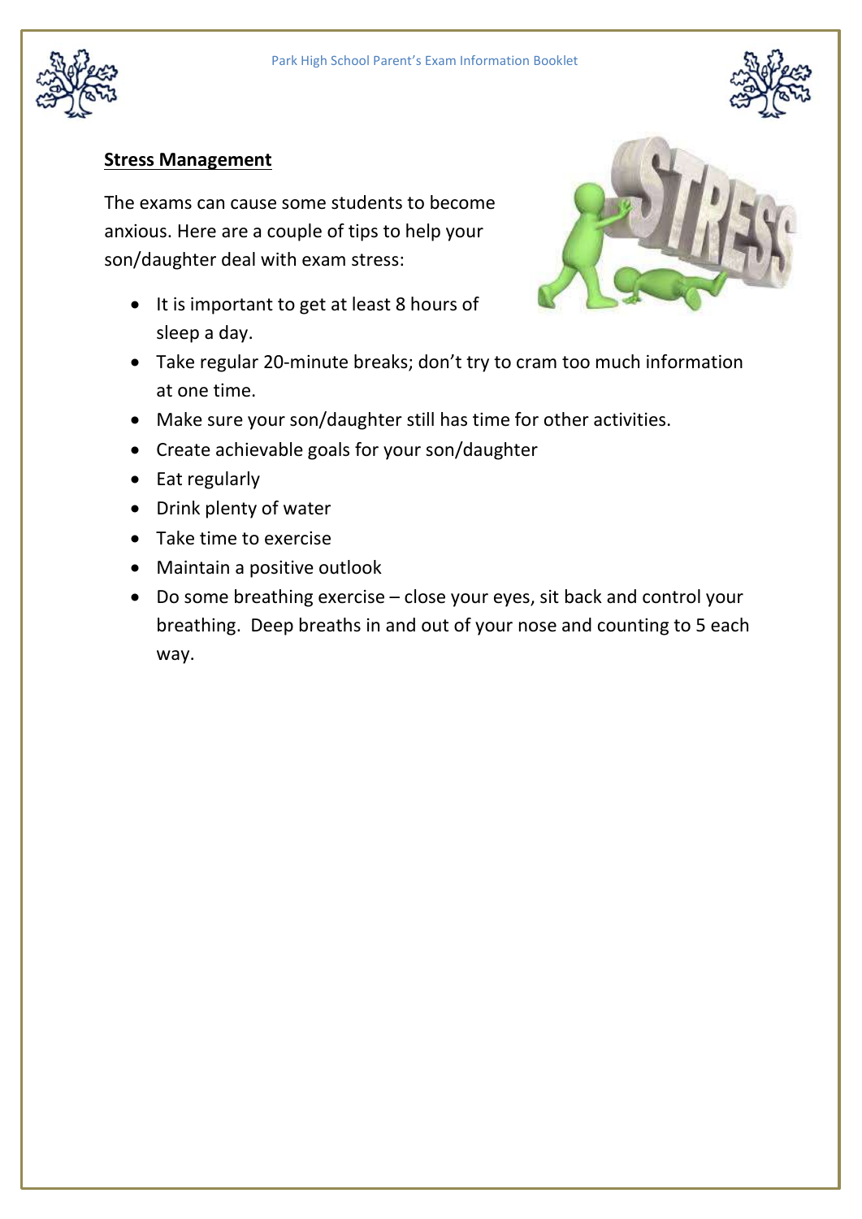## Stress Management

The exams can cause some students to become anxious. Here are a couple of tips to help your son/daughter deal with exam stress:

- It is important to get at least 8 hours of sleep a day.
- Take regular 20-minute breaks; don't try to cram too much information at one time.
- Make sure your son/daughter still has time for other activities.
- Create achievable goals for your son/daughter
- Eat regularly
- Drink plenty of water
- Take time to exercise
- Maintain a positive outlook
- Do some breathing exercise – close your eyes, sit back and control your breathing. Deep breaths in and out of your nose and counting to 5 each way.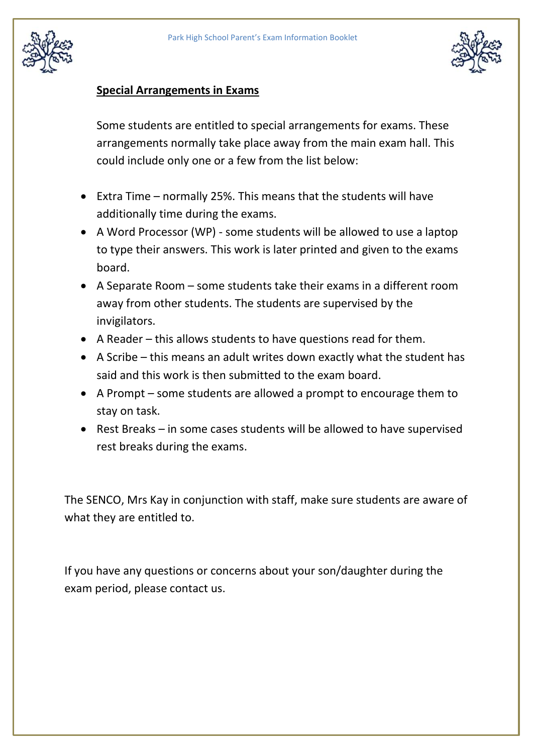## Special Arrangements in Exams

Some students are entitled to special arrangements for exams. These arrangements normally take place away from the main exam hall. This could include only one or a few from the list below:

- Extra Time – normally 25%. This means that the students will have additionally time during the exams.
- A Word Processor (WP) - some students will be allowed to use a laptop to type their answers. This work is later printed and given to the exams board.
- A Separate Room – some students take their exams in a different room away from other students. The students are supervised by the invigilators.
- A Reader – this allows students to have questions read for them.
- A Scribe – this means an adult writes down exactly what the student has said and this work is then submitted to the exam board.
- A Prompt – some students are allowed a prompt to encourage them to stay on task.
- Rest Breaks – in some cases students will be allowed to have supervised rest breaks during the exams.

The SENCO, Mrs Kay in conjunction with staff, make sure students are aware of what they are entitled to.

If you have any questions or concerns about your son/daughter during the exam period, please contact us.